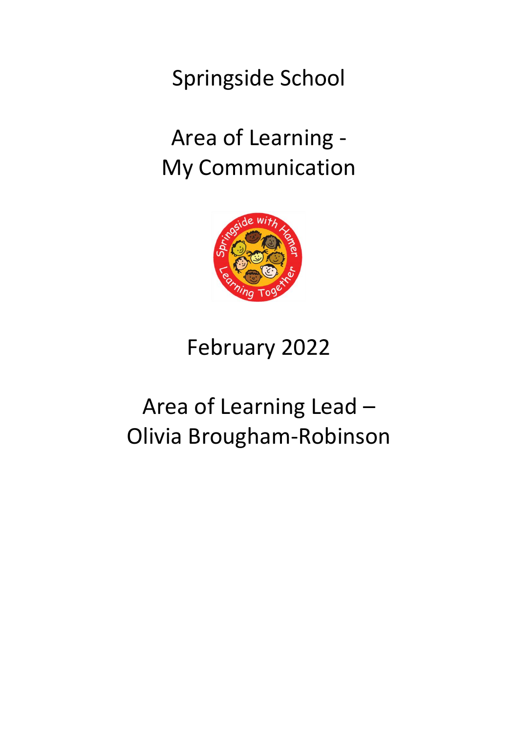# Springside School

## Area of Learning - My Communication

February 2022

Area of Learning Lead – Olivia Brougham-Robinson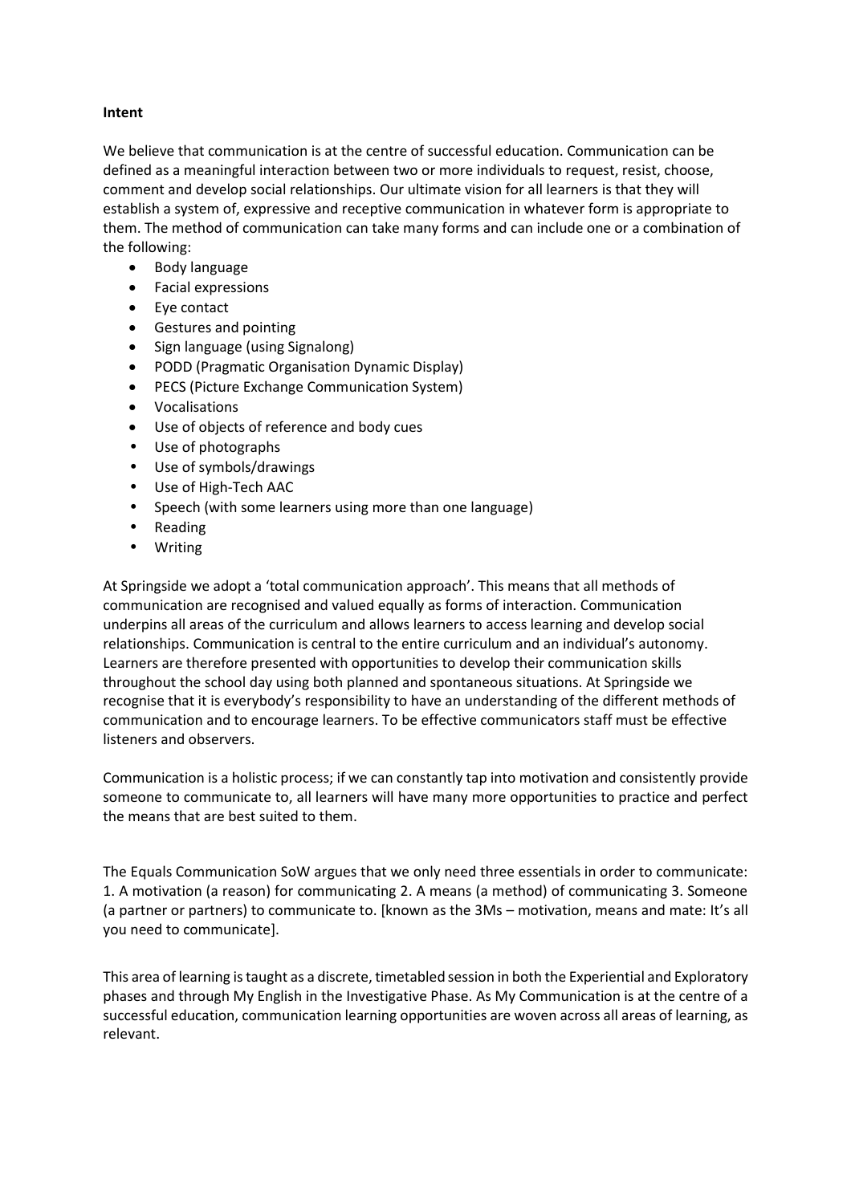**Intent**

We believe that communication is at the centre of successful education. Communication can be defined as a meaningful interaction between two or more individuals to request, resist, choose, comment and develop social relationships. Our ultimate vision for all learners is that they will establish a system of, expressive and receptive communication in whatever form is appropriate to them. The method of communication can take many forms and can include one or a combination of the following:

- Body language
- Facial expressions
- Eye contact
- Gestures and pointing
- Sign language (using Signalong)
- PODD (Pragmatic Organisation Dynamic Display)
- PECS (Picture Exchange Communication System)
- Vocalisations
- Use of objects of reference and body cues
- Use of photographs
- Use of symbols/drawings
- Use of High-Tech AAC
- Speech (with some learners using more than one language)
- Reading
- Writing

At Springside we adopt a 'total communication approach'. This means that all methods of communication are recognised and valued equally as forms of interaction. Communication underpins all areas of the curriculum and allows learners to access learning and develop social relationships. Communication is central to the entire curriculum and an individual's autonomy. Learners are therefore presented with opportunities to develop their communication skills throughout the school day using both planned and spontaneous situations. At Springside we recognise that it is everybody's responsibility to have an understanding of the different methods of communication and to encourage learners. To be effective communicators staff must be effective listeners and observers.

Communication is a holistic process; if we can constantly tap into motivation and consistently provide someone to communicate to, all learners will have many more opportunities to practice and perfect the means that are best suited to them.

The Equals Communication SoW argues that we only need three essentials in order to communicate: 1. A motivation (a reason) for communicating 2. A means (a method) of communicating 3. Someone (a partner or partners) to communicate to. [known as the 3Ms – motivation, means and mate: It's all you need to communicate].

This area of learning is taught as a discrete, timetabled session in both the Experiential and Exploratory phases and through My English in the Investigative Phase. As My Communication is at the centre of a successful education, communication learning opportunities are woven across all areas of learning, as relevant.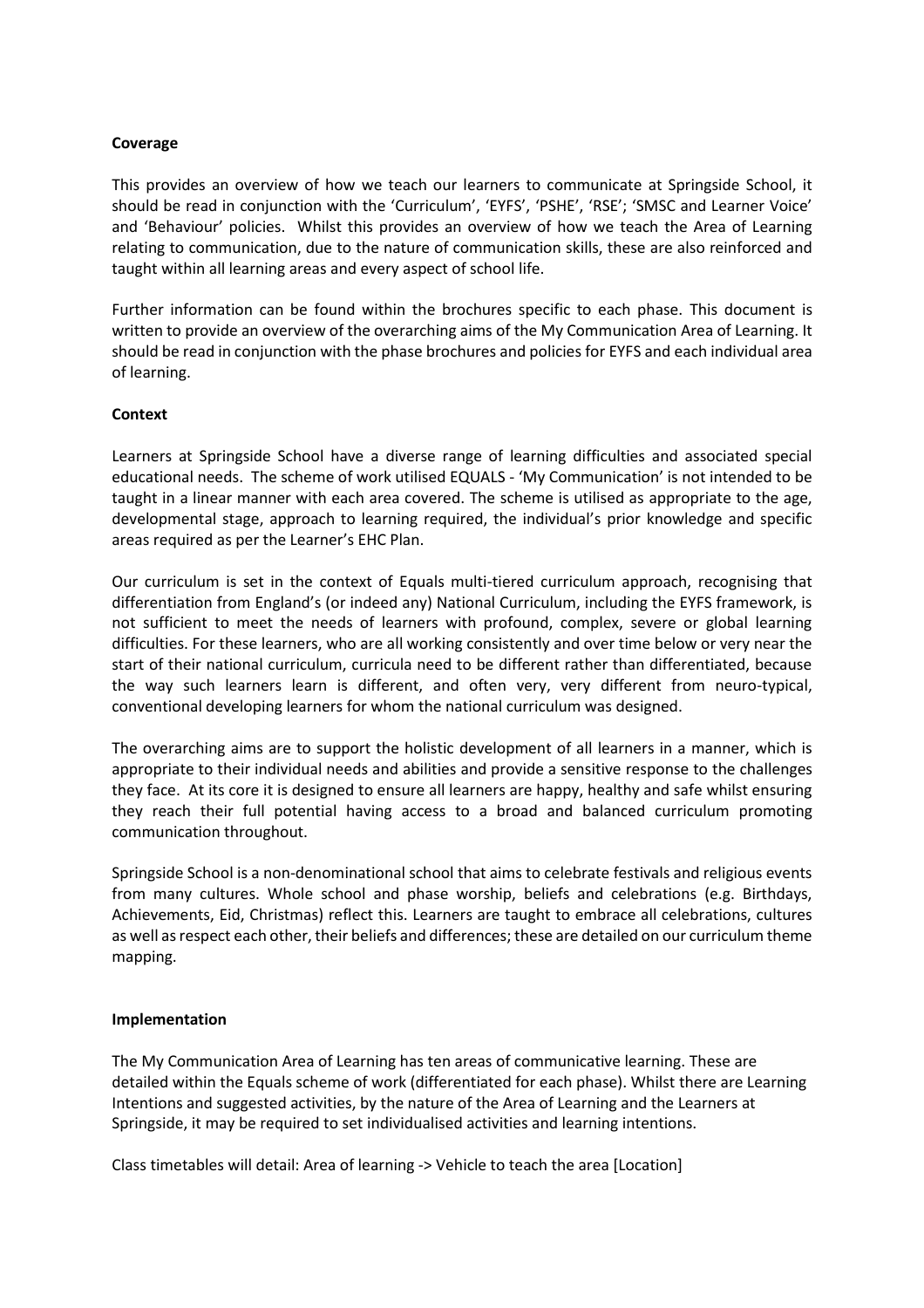**Coverage**

This provides an overview of how we teach our learners to communicate at Springside School, it should be read in conjunction with the 'Curriculum', 'EYFS', 'PSHE', 'RSE'; 'SMSC and Learner Voice' and 'Behaviour' policies. Whilst this provides an overview of how we teach the Area of Learning relating to communication, due to the nature of communication skills, these are also reinforced and taught within all learning areas and every aspect of school life.

Further information can be found within the brochures specific to each phase. This document is written to provide an overview of the overarching aims of the My Communication Area of Learning. It should be read in conjunction with the phase brochures and policies for EYFS and each individual area of learning.

**Context**

Learners at Springside School have a diverse range of learning difficulties and associated special educational needs. The scheme of work utilised EQUALS - 'My Communication' is not intended to be taught in a linear manner with each area covered. The scheme is utilised as appropriate to the age, developmental stage, approach to learning required, the individual's prior knowledge and specific areas required as per the Learner's EHC Plan.

Our curriculum is set in the context of Equals multi-tiered curriculum approach, recognising that differentiation from England's (or indeed any) National Curriculum, including the EYFS framework, is not sufficient to meet the needs of learners with profound, complex, severe or global learning difficulties. For these learners, who are all working consistently and over time below or very near the start of their national curriculum, curricula need to be different rather than differentiated, because the way such learners learn is different, and often very, very different from neuro-typical, conventional developing learners for whom the national curriculum was designed.

The overarching aims are to support the holistic development of all learners in a manner, which is appropriate to their individual needs and abilities and provide a sensitive response to the challenges they face. At its core it is designed to ensure all learners are happy, healthy and safe whilst ensuring they reach their full potential having access to a broad and balanced curriculum promoting communication throughout.

Springside School is a non-denominational school that aims to celebrate festivals and religious events from many cultures. Whole school and phase worship, beliefs and celebrations (e.g. Birthdays, Achievements, Eid, Christmas) reflect this. Learners are taught to embrace all celebrations, cultures as well as respect each other, their beliefs and differences; these are detailed on our curriculum theme mapping.

**Implementation**

The My Communication Area of Learning has ten areas of communicative learning. These are detailed within the Equals scheme of work (differentiated for each phase). Whilst there are Learning Intentions and suggested activities, by the nature of the Area of Learning and the Learners at Springside, it may be required to set individualised activities and learning intentions.

Class timetables will detail: Area of learning -> Vehicle to teach the area [Location]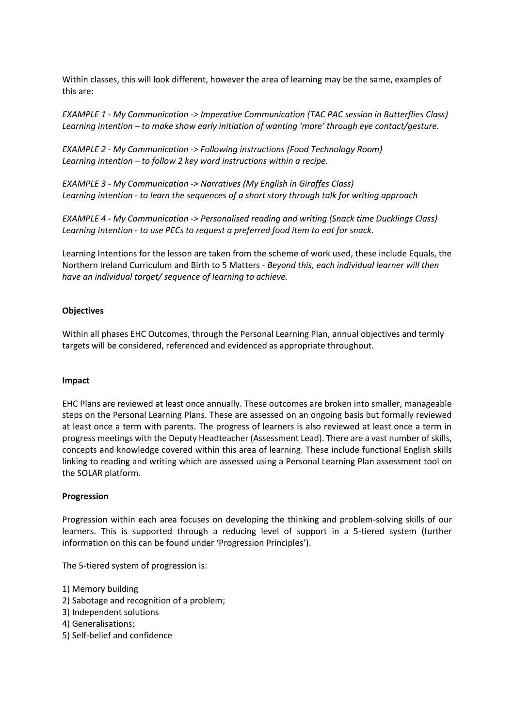Within classes, this will look different, however the area of learning may be the same, examples of this are:

*EXAMPLE 1 - My Communication -> Imperative Communication (TAC PAC session in Butterflies Class)*
*Learning intention – to make show early initiation of wanting 'more' through eye contact/gesture.*

*EXAMPLE 2 - My Communication -> Following instructions (Food Technology Room)*
*Learning intention – to follow 2 key word instructions within a recipe.*

*EXAMPLE 3 - My Communication -> Narratives (My English in Giraffes Class)*
*Learning intention - to learn the sequences of a short story through talk for writing approach*

*EXAMPLE 4 - My Communication -> Personalised reading and writing (Snack time Ducklings Class)*
*Learning intention - to use PECs to request a preferred food item to eat for snack.*

Learning Intentions for the lesson are taken from the scheme of work used, these include Equals, the Northern Ireland Curriculum and Birth to 5 Matters - *Beyond this, each individual learner will then have an individual target/ sequence of learning to achieve.*

**Objectives**

Within all phases EHC Outcomes, through the Personal Learning Plan, annual objectives and termly targets will be considered, referenced and evidenced as appropriate throughout.

**Impact**

EHC Plans are reviewed at least once annually. These outcomes are broken into smaller, manageable steps on the Personal Learning Plans. These are assessed on an ongoing basis but formally reviewed at least once a term with parents. The progress of learners is also reviewed at least once a term in progress meetings with the Deputy Headteacher (Assessment Lead). There are a vast number of skills, concepts and knowledge covered within this area of learning. These include functional English skills linking to reading and writing which are assessed using a Personal Learning Plan assessment tool on the SOLAR platform.

**Progression**

Progression within each area focuses on developing the thinking and problem-solving skills of our learners. This is supported through a reducing level of support in a 5-tiered system (further information on this can be found under 'Progression Principles').

The 5-tiered system of progression is:

1) Memory building
2) Sabotage and recognition of a problem;
3) Independent solutions
4) Generalisations;
5) Self-belief and confidence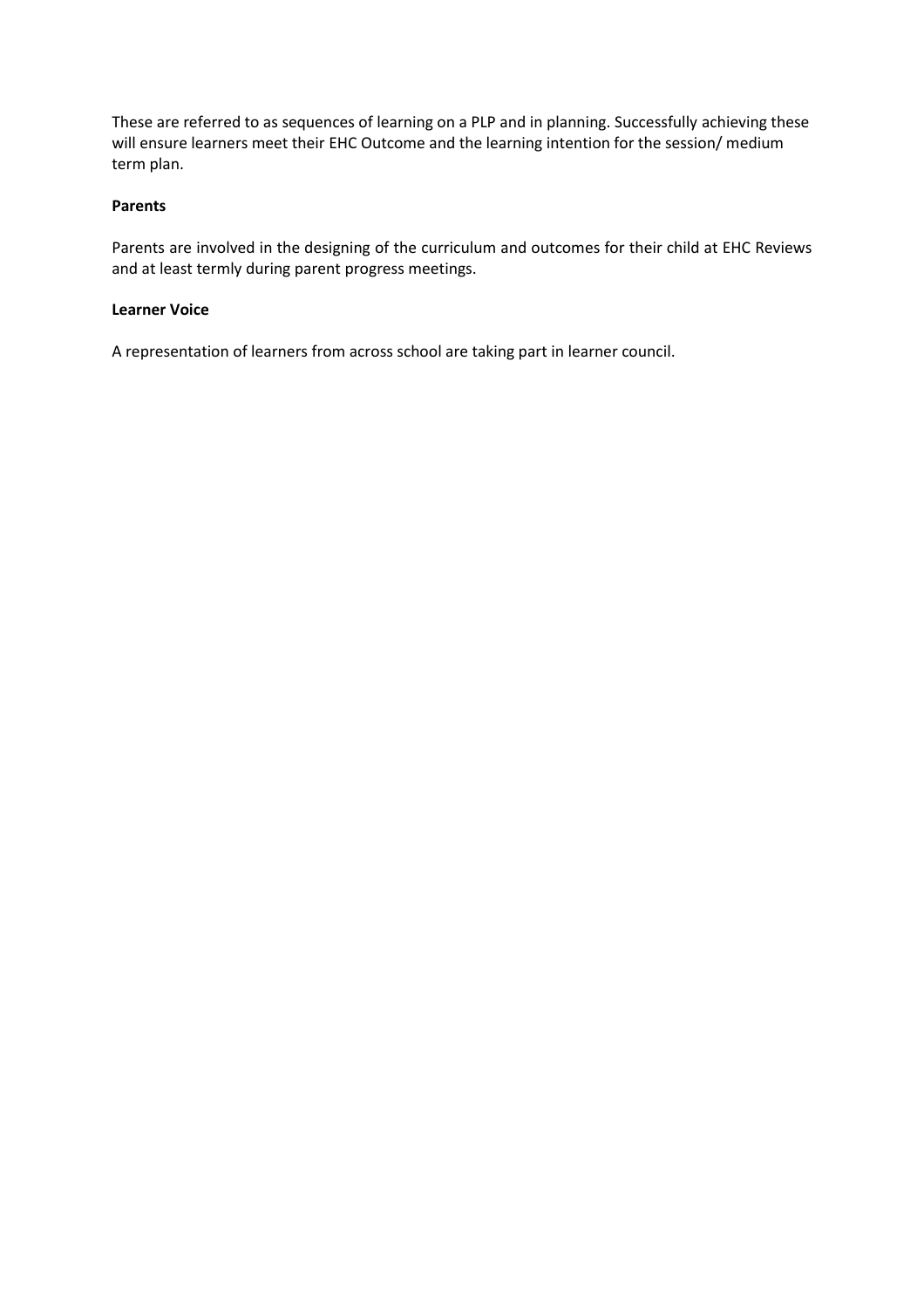These are referred to as sequences of learning on a PLP and in planning. Successfully achieving these will ensure learners meet their EHC Outcome and the learning intention for the session/ medium term plan.

**Parents**

Parents are involved in the designing of the curriculum and outcomes for their child at EHC Reviews and at least termly during parent progress meetings.

**Learner Voice**

A representation of learners from across school are taking part in learner council.